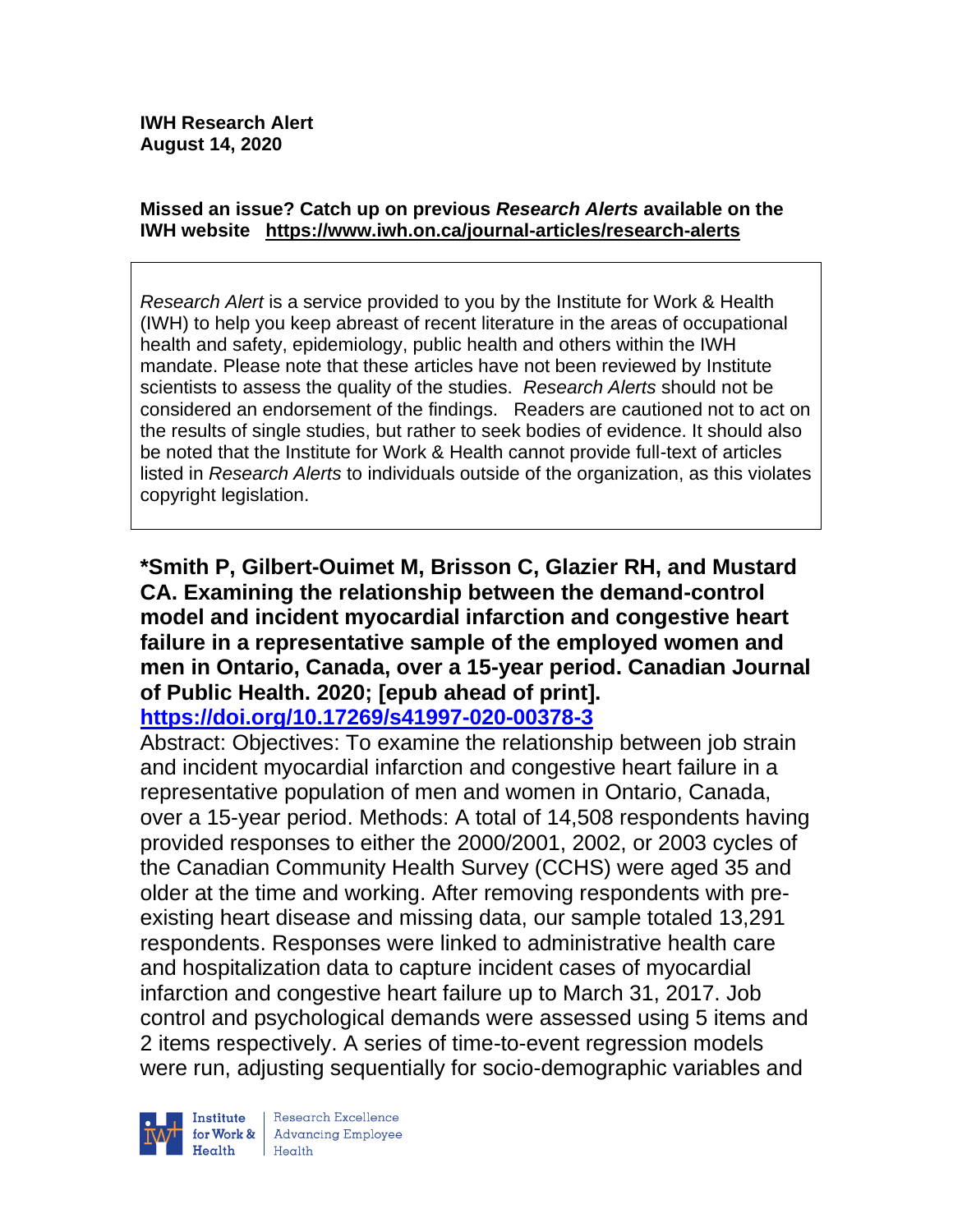**IWH Research Alert**
**August 14, 2020**

**Missed an issue? Catch up on previous *Research Alerts* available on the IWH website https://www.iwh.on.ca/journal-articles/research-alerts**

*Research Alert* is a service provided to you by the Institute for Work & Health (IWH) to help you keep abreast of recent literature in the areas of occupational health and safety, epidemiology, public health and others within the IWH mandate. Please note that these articles have not been reviewed by Institute scientists to assess the quality of the studies. *Research Alerts* should not be considered an endorsement of the findings. Readers are cautioned not to act on the results of single studies, but rather to seek bodies of evidence. It should also be noted that the Institute for Work & Health cannot provide full-text of articles listed in *Research Alerts* to individuals outside of the organization, as this violates copyright legislation.

**\*Smith P, Gilbert-Ouimet M, Brisson C, Glazier RH, and Mustard CA. Examining the relationship between the demand-control model and incident myocardial infarction and congestive heart failure in a representative sample of the employed women and men in Ontario, Canada, over a 15-year period. Canadian Journal of Public Health. 2020; [epub ahead of print].**
**https://doi.org/10.17269/s41997-020-00378-3**

Abstract: Objectives: To examine the relationship between job strain and incident myocardial infarction and congestive heart failure in a representative population of men and women in Ontario, Canada, over a 15-year period. Methods: A total of 14,508 respondents having provided responses to either the 2000/2001, 2002, or 2003 cycles of the Canadian Community Health Survey (CCHS) were aged 35 and older at the time and working. After removing respondents with pre-existing heart disease and missing data, our sample totaled 13,291 respondents. Responses were linked to administrative health care and hospitalization data to capture incident cases of myocardial infarction and congestive heart failure up to March 31, 2017. Job control and psychological demands were assessed using 5 items and 2 items respectively. A series of time-to-event regression models were run, adjusting sequentially for socio-demographic variables and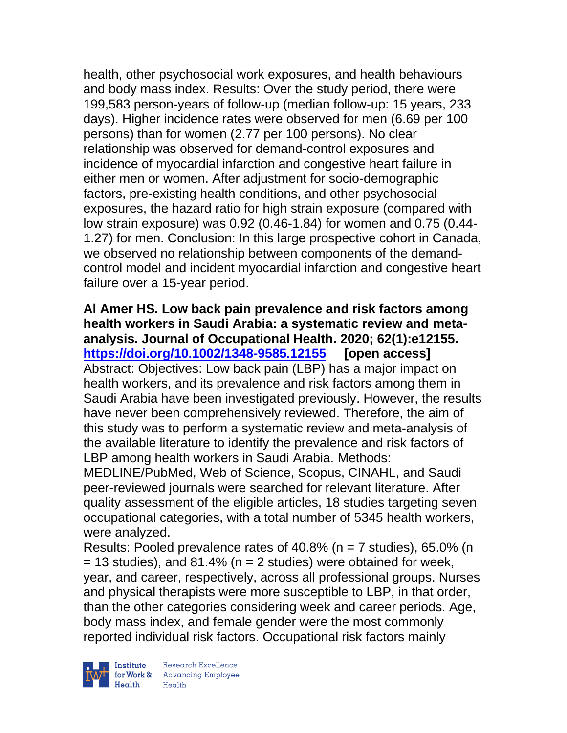health, other psychosocial work exposures, and health behaviours and body mass index. Results: Over the study period, there were 199,583 person-years of follow-up (median follow-up: 15 years, 233 days). Higher incidence rates were observed for men (6.69 per 100 persons) than for women (2.77 per 100 persons). No clear relationship was observed for demand-control exposures and incidence of myocardial infarction and congestive heart failure in either men or women. After adjustment for socio-demographic factors, pre-existing health conditions, and other psychosocial exposures, the hazard ratio for high strain exposure (compared with low strain exposure) was 0.92 (0.46-1.84) for women and 0.75 (0.44-1.27) for men. Conclusion: In this large prospective cohort in Canada, we observed no relationship between components of the demand-control model and incident myocardial infarction and congestive heart failure over a 15-year period.

**Al Amer HS. Low back pain prevalence and risk factors among health workers in Saudi Arabia: a systematic review and meta-analysis. Journal of Occupational Health. 2020; 62(1):e12155. https://doi.org/10.1002/1348-9585.12155 [open access]**
Abstract: Objectives: Low back pain (LBP) has a major impact on health workers, and its prevalence and risk factors among them in Saudi Arabia have been investigated previously. However, the results have never been comprehensively reviewed. Therefore, the aim of this study was to perform a systematic review and meta-analysis of the available literature to identify the prevalence and risk factors of LBP among health workers in Saudi Arabia. Methods: MEDLINE/PubMed, Web of Science, Scopus, CINAHL, and Saudi peer-reviewed journals were searched for relevant literature. After quality assessment of the eligible articles, 18 studies targeting seven occupational categories, with a total number of 5345 health workers, were analyzed.
Results: Pooled prevalence rates of 40.8% (n = 7 studies), 65.0% (n = 13 studies), and 81.4% (n = 2 studies) were obtained for week, year, and career, respectively, across all professional groups. Nurses and physical therapists were more susceptible to LBP, in that order, than the other categories considering week and career periods. Age, body mass index, and female gender were the most commonly reported individual risk factors. Occupational risk factors mainly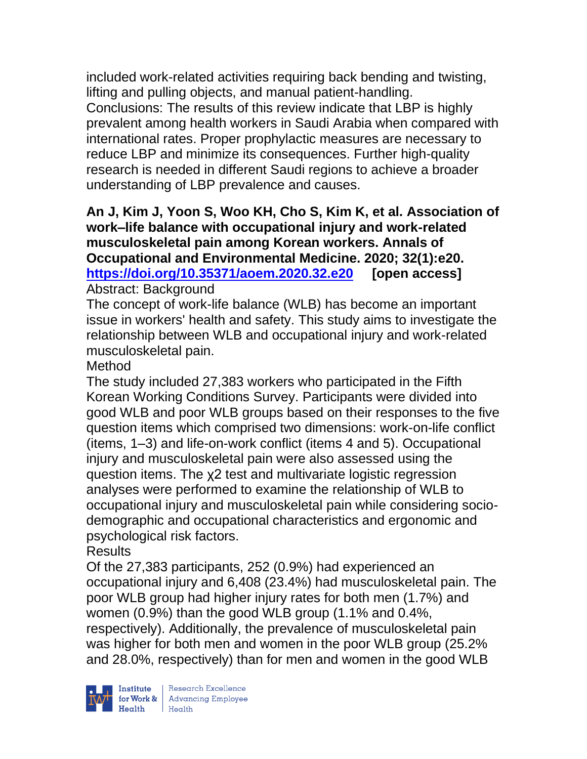included work-related activities requiring back bending and twisting, lifting and pulling objects, and manual patient-handling.
Conclusions: The results of this review indicate that LBP is highly prevalent among health workers in Saudi Arabia when compared with international rates. Proper prophylactic measures are necessary to reduce LBP and minimize its consequences. Further high-quality research is needed in different Saudi regions to achieve a broader understanding of LBP prevalence and causes.

**An J, Kim J, Yoon S, Woo KH, Cho S, Kim K, et al. Association of work–life balance with occupational injury and work-related musculoskeletal pain among Korean workers. Annals of Occupational and Environmental Medicine. 2020; 32(1):e20. [https://doi.org/10.35371/aoem.2020.32.e20](https://doi.org/10.35371/aoem.2020.32.e20) [open access]**

Abstract: Background
The concept of work-life balance (WLB) has become an important issue in workers' health and safety. This study aims to investigate the relationship between WLB and occupational injury and work-related musculoskeletal pain.

Method
The study included 27,383 workers who participated in the Fifth Korean Working Conditions Survey. Participants were divided into good WLB and poor WLB groups based on their responses to the five question items which comprised two dimensions: work-on-life conflict (items, 1–3) and life-on-work conflict (items 4 and 5). Occupational injury and musculoskeletal pain were also assessed using the question items. The $\chi^2$ test and multivariate logistic regression analyses were performed to examine the relationship of WLB to occupational injury and musculoskeletal pain while considering socio-demographic and occupational characteristics and ergonomic and psychological risk factors.

Results
Of the 27,383 participants, 252 (0.9%) had experienced an occupational injury and 6,408 (23.4%) had musculoskeletal pain. The poor WLB group had higher injury rates for both men (1.7%) and women (0.9%) than the good WLB group (1.1% and 0.4%, respectively). Additionally, the prevalence of musculoskeletal pain was higher for both men and women in the poor WLB group (25.2% and 28.0%, respectively) than for men and women in the good WLB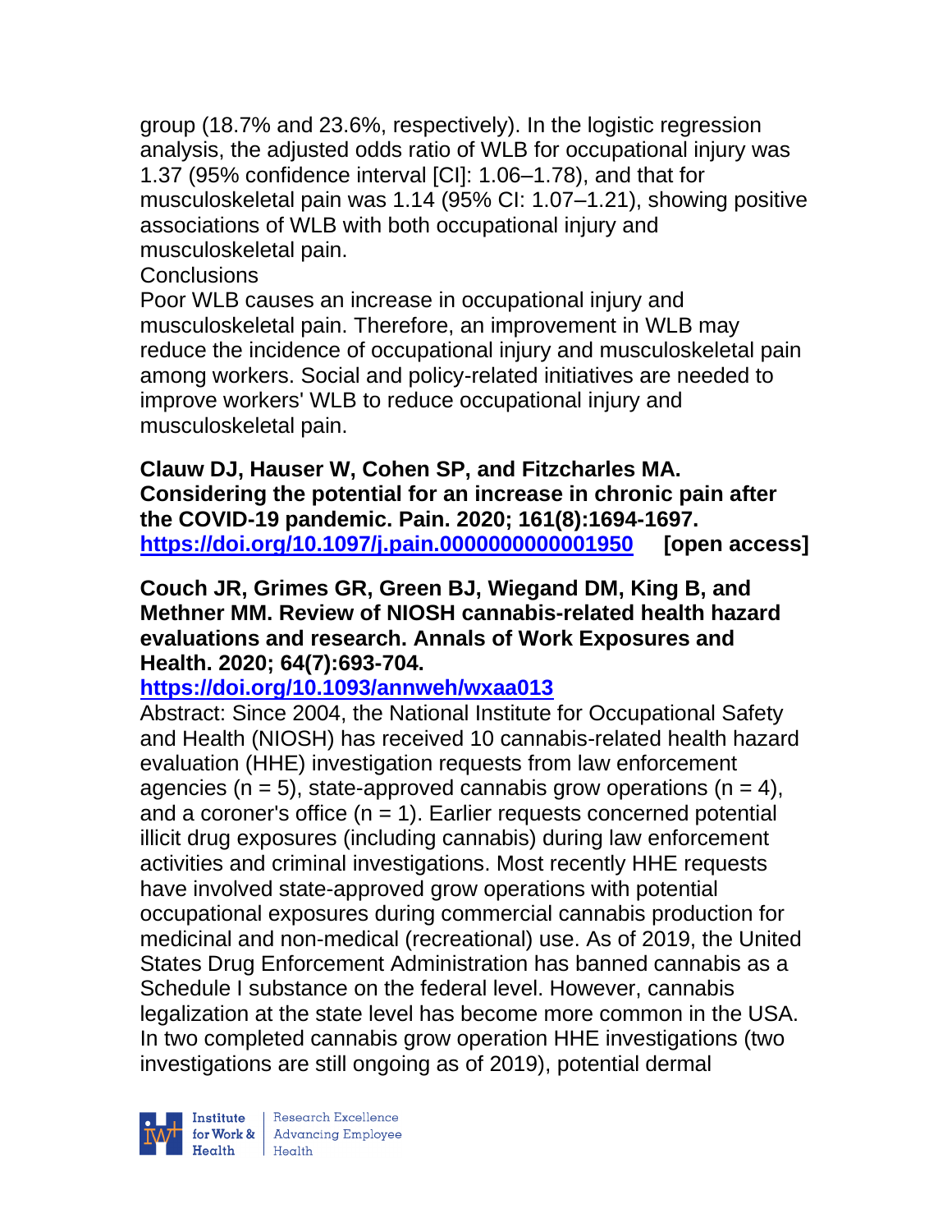group (18.7% and 23.6%, respectively). In the logistic regression analysis, the adjusted odds ratio of WLB for occupational injury was 1.37 (95% confidence interval [CI]: 1.06–1.78), and that for musculoskeletal pain was 1.14 (95% CI: 1.07–1.21), showing positive associations of WLB with both occupational injury and musculoskeletal pain.

Conclusions

Poor WLB causes an increase in occupational injury and musculoskeletal pain. Therefore, an improvement in WLB may reduce the incidence of occupational injury and musculoskeletal pain among workers. Social and policy-related initiatives are needed to improve workers' WLB to reduce occupational injury and musculoskeletal pain.

**Clauw DJ, Hauser W, Cohen SP, and Fitzcharles MA. Considering the potential for an increase in chronic pain after the COVID-19 pandemic. Pain. 2020; 161(8):1694-1697. https://doi.org/10.1097/j.pain.0000000000001950 [open access]**

**Couch JR, Grimes GR, Green BJ, Wiegand DM, King B, and Methner MM. Review of NIOSH cannabis-related health hazard evaluations and research. Annals of Work Exposures and Health. 2020; 64(7):693-704. https://doi.org/10.1093/annweh/wxaa013**

Abstract: Since 2004, the National Institute for Occupational Safety and Health (NIOSH) has received 10 cannabis-related health hazard evaluation (HHE) investigation requests from law enforcement agencies (n = 5), state-approved cannabis grow operations (n = 4), and a coroner's office (n = 1). Earlier requests concerned potential illicit drug exposures (including cannabis) during law enforcement activities and criminal investigations. Most recently HHE requests have involved state-approved grow operations with potential occupational exposures during commercial cannabis production for medicinal and non-medical (recreational) use. As of 2019, the United States Drug Enforcement Administration has banned cannabis as a Schedule I substance on the federal level. However, cannabis legalization at the state level has become more common in the USA. In two completed cannabis grow operation HHE investigations (two investigations are still ongoing as of 2019), potential dermal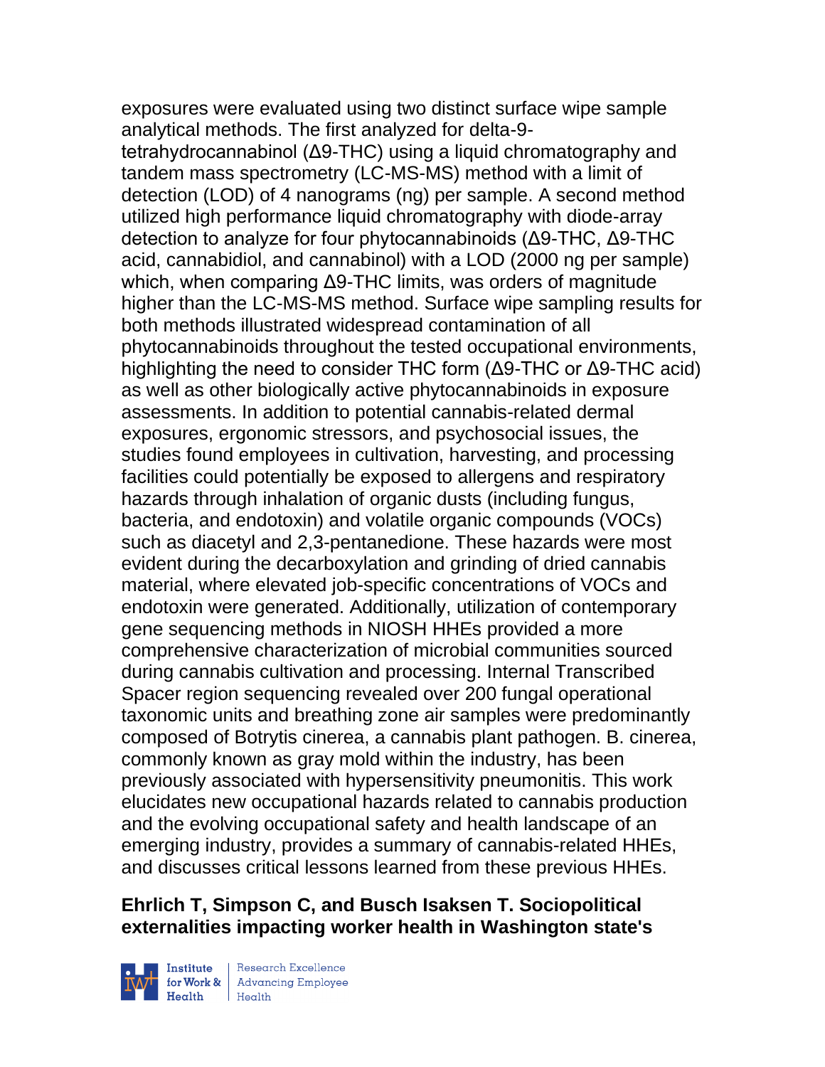exposures were evaluated using two distinct surface wipe sample analytical methods. The first analyzed for delta-9-tetrahydrocannabinol (Δ9-THC) using a liquid chromatography and tandem mass spectrometry (LC-MS-MS) method with a limit of detection (LOD) of 4 nanograms (ng) per sample. A second method utilized high performance liquid chromatography with diode-array detection to analyze for four phytocannabinoids (Δ9-THC, Δ9-THC acid, cannabidiol, and cannabinol) with a LOD (2000 ng per sample) which, when comparing Δ9-THC limits, was orders of magnitude higher than the LC-MS-MS method. Surface wipe sampling results for both methods illustrated widespread contamination of all phytocannabinoids throughout the tested occupational environments, highlighting the need to consider THC form (Δ9-THC or Δ9-THC acid) as well as other biologically active phytocannabinoids in exposure assessments. In addition to potential cannabis-related dermal exposures, ergonomic stressors, and psychosocial issues, the studies found employees in cultivation, harvesting, and processing facilities could potentially be exposed to allergens and respiratory hazards through inhalation of organic dusts (including fungus, bacteria, and endotoxin) and volatile organic compounds (VOCs) such as diacetyl and 2,3-pentanedione. These hazards were most evident during the decarboxylation and grinding of dried cannabis material, where elevated job-specific concentrations of VOCs and endotoxin were generated. Additionally, utilization of contemporary gene sequencing methods in NIOSH HHEs provided a more comprehensive characterization of microbial communities sourced during cannabis cultivation and processing. Internal Transcribed Spacer region sequencing revealed over 200 fungal operational taxonomic units and breathing zone air samples were predominantly composed of Botrytis cinerea, a cannabis plant pathogen. B. cinerea, commonly known as gray mold within the industry, has been previously associated with hypersensitivity pneumonitis. This work elucidates new occupational hazards related to cannabis production and the evolving occupational safety and health landscape of an emerging industry, provides a summary of cannabis-related HHEs, and discusses critical lessons learned from these previous HHEs.

**Ehrlich T, Simpson C, and Busch Isaksen T. Sociopolitical externalities impacting worker health in Washington state's**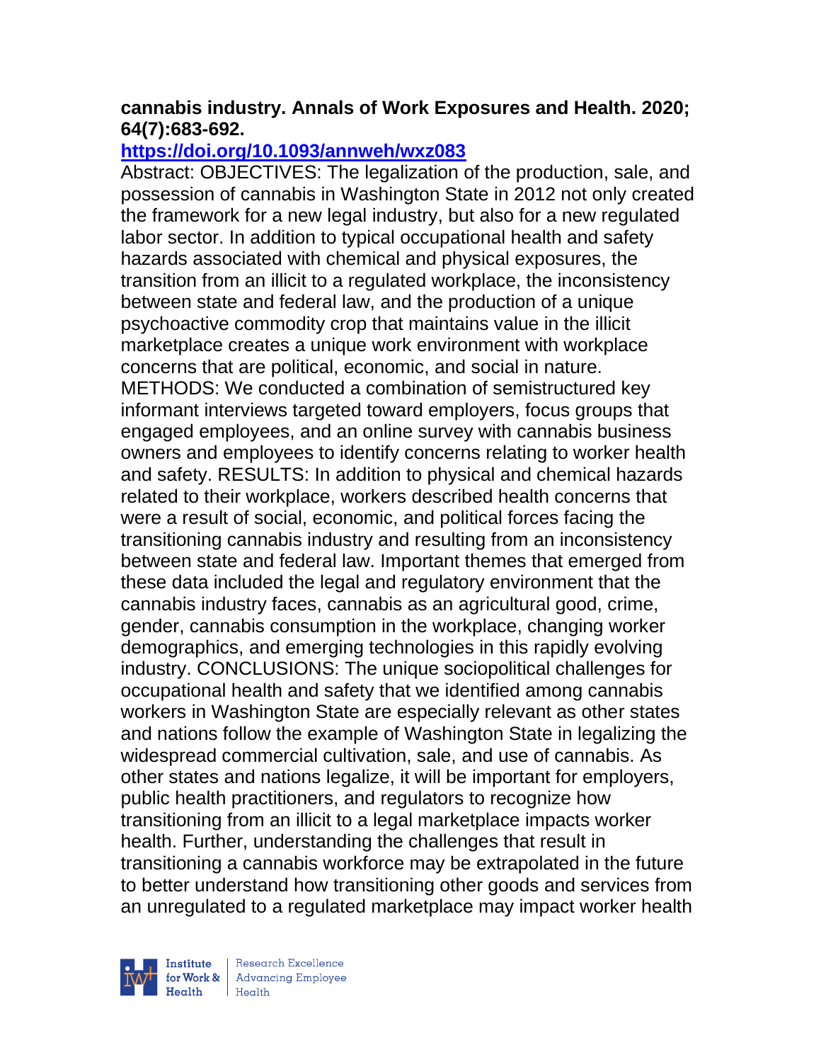**cannabis industry. Annals of Work Exposures and Health. 2020; 64(7):683-692.**

**https://doi.org/10.1093/annweh/wxz083**

Abstract: OBJECTIVES: The legalization of the production, sale, and possession of cannabis in Washington State in 2012 not only created the framework for a new legal industry, but also for a new regulated labor sector. In addition to typical occupational health and safety hazards associated with chemical and physical exposures, the transition from an illicit to a regulated workplace, the inconsistency between state and federal law, and the production of a unique psychoactive commodity crop that maintains value in the illicit marketplace creates a unique work environment with workplace concerns that are political, economic, and social in nature. METHODS: We conducted a combination of semistructured key informant interviews targeted toward employers, focus groups that engaged employees, and an online survey with cannabis business owners and employees to identify concerns relating to worker health and safety. RESULTS: In addition to physical and chemical hazards related to their workplace, workers described health concerns that were a result of social, economic, and political forces facing the transitioning cannabis industry and resulting from an inconsistency between state and federal law. Important themes that emerged from these data included the legal and regulatory environment that the cannabis industry faces, cannabis as an agricultural good, crime, gender, cannabis consumption in the workplace, changing worker demographics, and emerging technologies in this rapidly evolving industry. CONCLUSIONS: The unique sociopolitical challenges for occupational health and safety that we identified among cannabis workers in Washington State are especially relevant as other states and nations follow the example of Washington State in legalizing the widespread commercial cultivation, sale, and use of cannabis. As other states and nations legalize, it will be important for employers, public health practitioners, and regulators to recognize how transitioning from an illicit to a legal marketplace impacts worker health. Further, understanding the challenges that result in transitioning a cannabis workforce may be extrapolated in the future to better understand how transitioning other goods and services from an unregulated to a regulated marketplace may impact worker health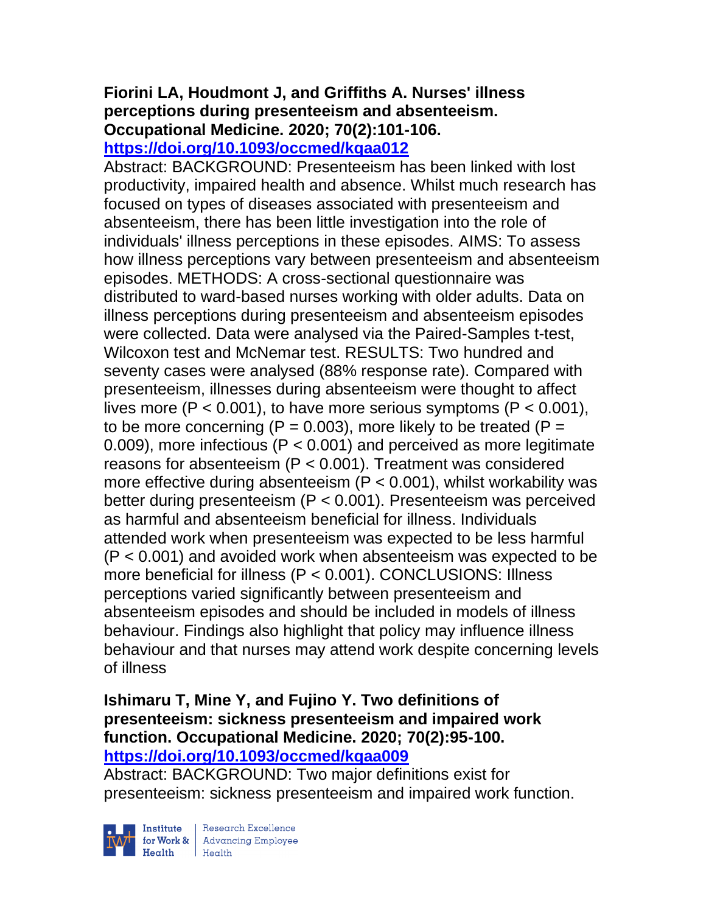**Fiorini LA, Houdmont J, and Griffiths A. Nurses' illness perceptions during presenteeism and absenteeism. Occupational Medicine. 2020; 70(2):101-106.**
**https://doi.org/10.1093/occmed/kqaa012**

Abstract: BACKGROUND: Presenteeism has been linked with lost productivity, impaired health and absence. Whilst much research has focused on types of diseases associated with presenteeism and absenteeism, there has been little investigation into the role of individuals' illness perceptions in these episodes. AIMS: To assess how illness perceptions vary between presenteeism and absenteeism episodes. METHODS: A cross-sectional questionnaire was distributed to ward-based nurses working with older adults. Data on illness perceptions during presenteeism and absenteeism episodes were collected. Data were analysed via the Paired-Samples t-test, Wilcoxon test and McNemar test. RESULTS: Two hundred and seventy cases were analysed (88% response rate). Compared with presenteeism, illnesses during absenteeism were thought to affect lives more ($P < 0.001$), to have more serious symptoms ($P < 0.001$), to be more concerning ($P = 0.003$), more likely to be treated ($P = 0.009$), more infectious ($P < 0.001$) and perceived as more legitimate reasons for absenteeism ($P < 0.001$). Treatment was considered more effective during absenteeism ($P < 0.001$), whilst workability was better during presenteeism ($P < 0.001$). Presenteeism was perceived as harmful and absenteeism beneficial for illness. Individuals attended work when presenteeism was expected to be less harmful ($P < 0.001$) and avoided work when absenteeism was expected to be more beneficial for illness ($P < 0.001$). CONCLUSIONS: Illness perceptions varied significantly between presenteeism and absenteeism episodes and should be included in models of illness behaviour. Findings also highlight that policy may influence illness behaviour and that nurses may attend work despite concerning levels of illness

**Ishimaru T, Mine Y, and Fujino Y. Two definitions of presenteeism: sickness presenteeism and impaired work function. Occupational Medicine. 2020; 70(2):95-100.**
**https://doi.org/10.1093/occmed/kqaa009**

Abstract: BACKGROUND: Two major definitions exist for presenteeism: sickness presenteeism and impaired work function.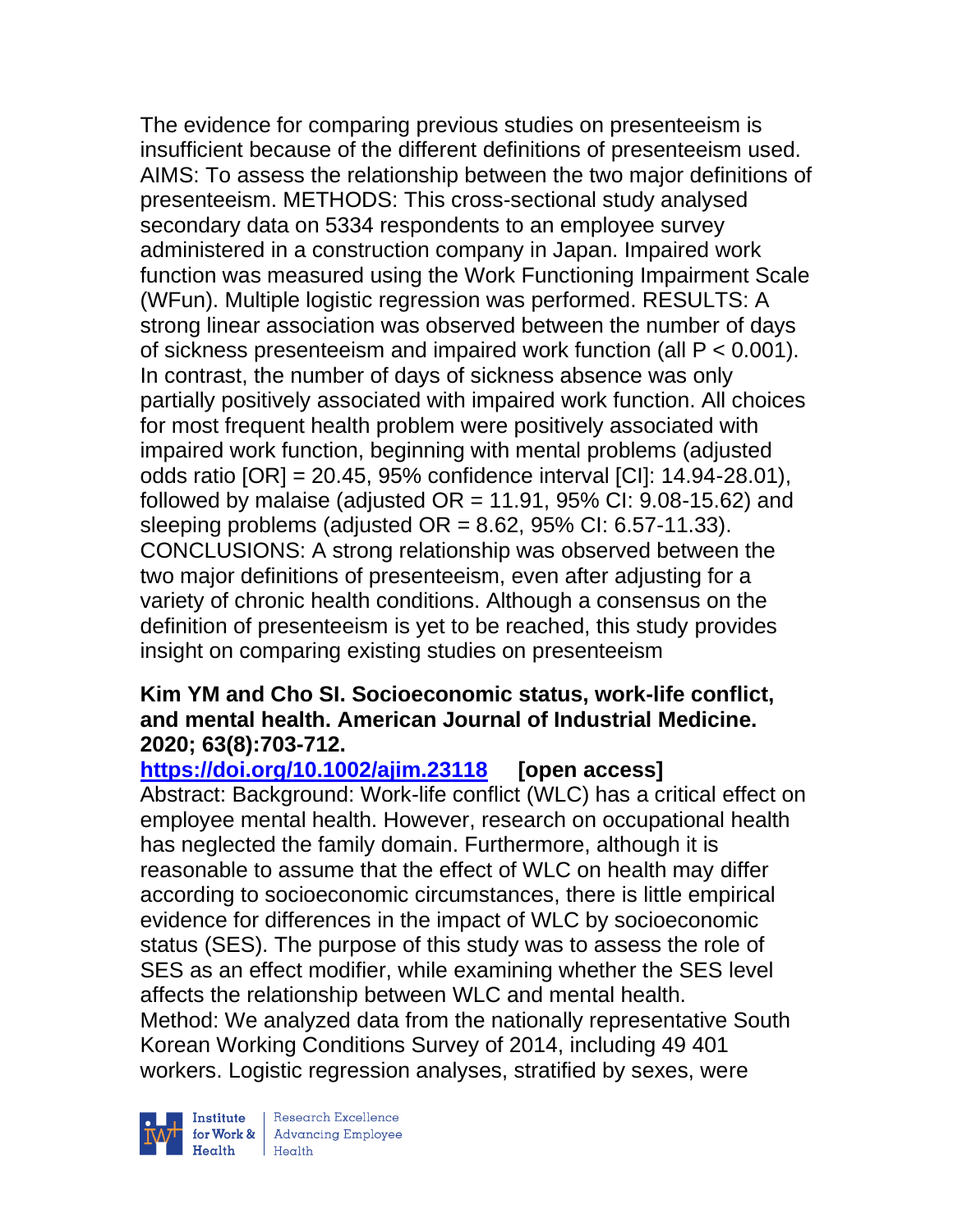The evidence for comparing previous studies on presenteeism is insufficient because of the different definitions of presenteeism used. AIMS: To assess the relationship between the two major definitions of presenteeism. METHODS: This cross-sectional study analysed secondary data on 5334 respondents to an employee survey administered in a construction company in Japan. Impaired work function was measured using the Work Functioning Impairment Scale (WFun). Multiple logistic regression was performed. RESULTS: A strong linear association was observed between the number of days of sickness presenteeism and impaired work function (all $P < 0.001$). In contrast, the number of days of sickness absence was only partially positively associated with impaired work function. All choices for most frequent health problem were positively associated with impaired work function, beginning with mental problems (adjusted odds ratio [OR] = 20.45, 95% confidence interval [CI]: 14.94-28.01), followed by malaise (adjusted OR = 11.91, 95% CI: 9.08-15.62) and sleeping problems (adjusted OR = 8.62, 95% CI: 6.57-11.33). CONCLUSIONS: A strong relationship was observed between the two major definitions of presenteeism, even after adjusting for a variety of chronic health conditions. Although a consensus on the definition of presenteeism is yet to be reached, this study provides insight on comparing existing studies on presenteeism

**Kim YM and Cho SI. Socioeconomic status, work-life conflict, and mental health. American Journal of Industrial Medicine. 2020; 63(8):703-712.**

**https://doi.org/10.1002/ajim.23118** **[open access]**

Abstract: Background: Work-life conflict (WLC) has a critical effect on employee mental health. However, research on occupational health has neglected the family domain. Furthermore, although it is reasonable to assume that the effect of WLC on health may differ according to socioeconomic circumstances, there is little empirical evidence for differences in the impact of WLC by socioeconomic status (SES). The purpose of this study was to assess the role of SES as an effect modifier, while examining whether the SES level affects the relationship between WLC and mental health. Method: We analyzed data from the nationally representative South Korean Working Conditions Survey of 2014, including 49 401 workers. Logistic regression analyses, stratified by sexes, were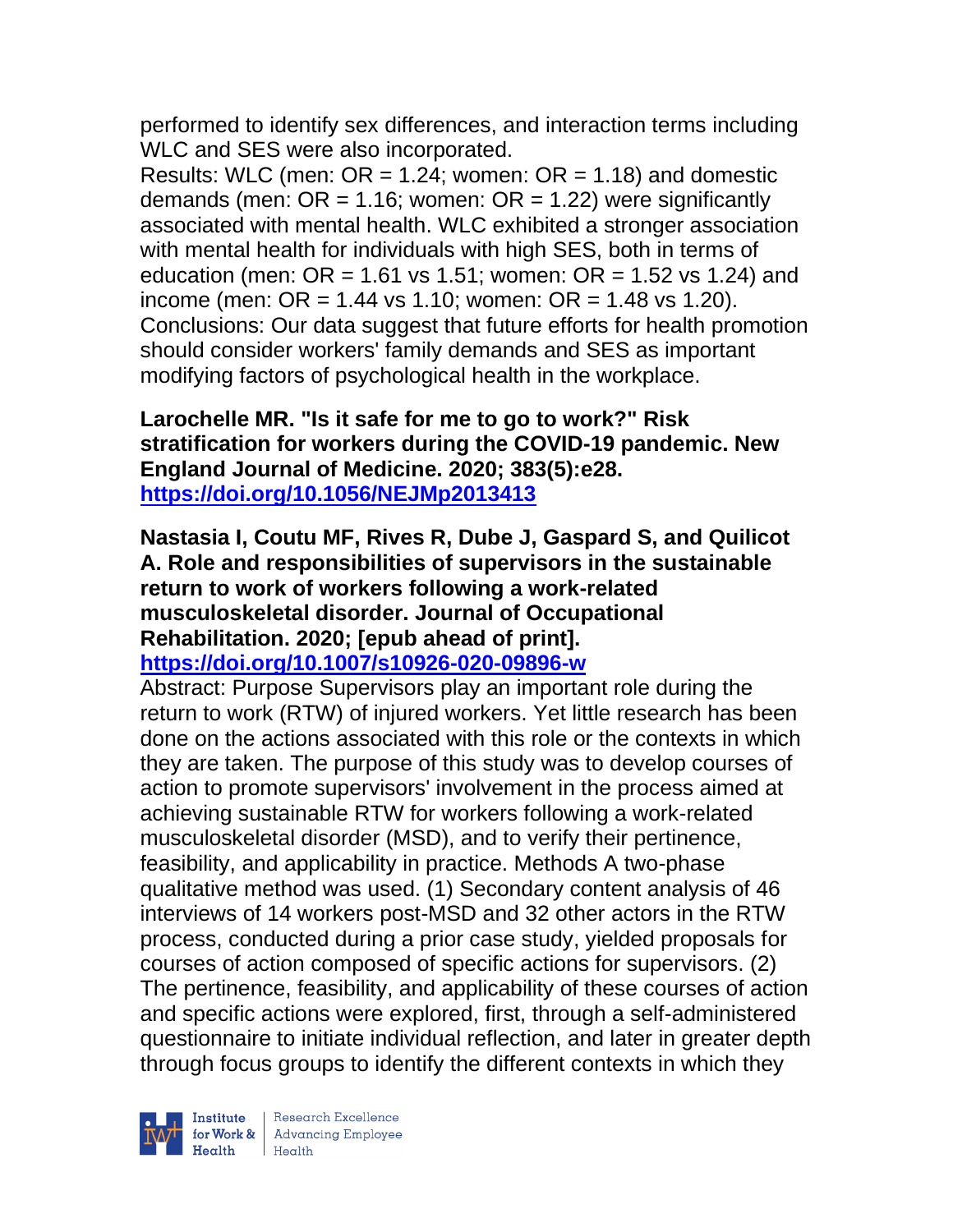performed to identify sex differences, and interaction terms including WLC and SES were also incorporated.
Results: WLC (men: OR = 1.24; women: OR = 1.18) and domestic demands (men: OR = 1.16; women: OR = 1.22) were significantly associated with mental health. WLC exhibited a stronger association with mental health for individuals with high SES, both in terms of education (men: OR = 1.61 vs 1.51; women: OR = 1.52 vs 1.24) and income (men: OR = 1.44 vs 1.10; women: OR = 1.48 vs 1.20).
Conclusions: Our data suggest that future efforts for health promotion should consider workers' family demands and SES as important modifying factors of psychological health in the workplace.

**Larochelle MR. "Is it safe for me to go to work?" Risk stratification for workers during the COVID-19 pandemic. New England Journal of Medicine. 2020; 383(5):e28.**
**https://doi.org/10.1056/NEJMp2013413**

**Nastasia I, Coutu MF, Rives R, Dube J, Gaspard S, and Quilicot A. Role and responsibilities of supervisors in the sustainable return to work of workers following a work-related musculoskeletal disorder. Journal of Occupational Rehabilitation. 2020; [epub ahead of print].**
**https://doi.org/10.1007/s10926-020-09896-w**
Abstract: Purpose Supervisors play an important role during the return to work (RTW) of injured workers. Yet little research has been done on the actions associated with this role or the contexts in which they are taken. The purpose of this study was to develop courses of action to promote supervisors' involvement in the process aimed at achieving sustainable RTW for workers following a work-related musculoskeletal disorder (MSD), and to verify their pertinence, feasibility, and applicability in practice. Methods A two-phase qualitative method was used. (1) Secondary content analysis of 46 interviews of 14 workers post-MSD and 32 other actors in the RTW process, conducted during a prior case study, yielded proposals for courses of action composed of specific actions for supervisors. (2) The pertinence, feasibility, and applicability of these courses of action and specific actions were explored, first, through a self-administered questionnaire to initiate individual reflection, and later in greater depth through focus groups to identify the different contexts in which they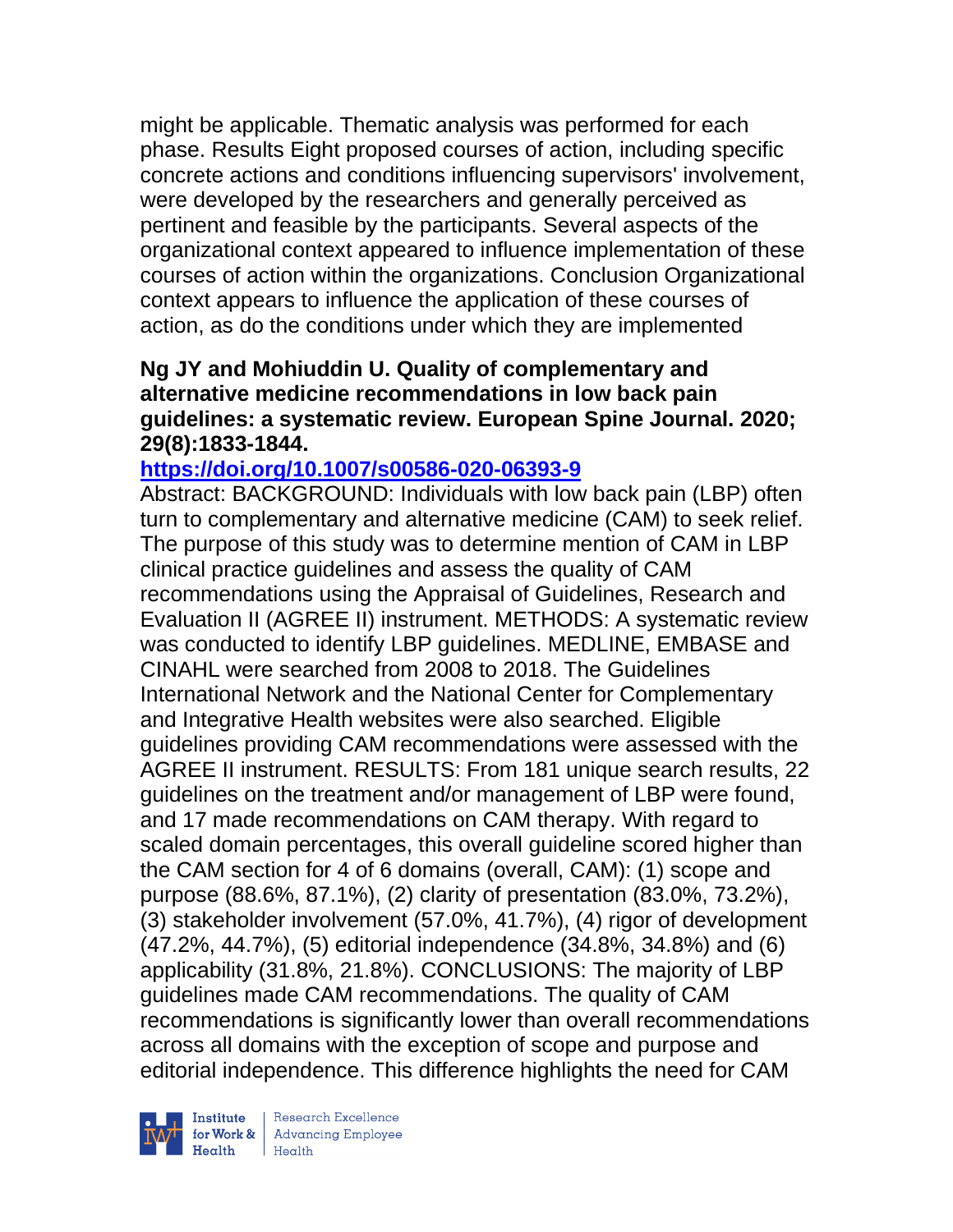might be applicable. Thematic analysis was performed for each phase. Results Eight proposed courses of action, including specific concrete actions and conditions influencing supervisors' involvement, were developed by the researchers and generally perceived as pertinent and feasible by the participants. Several aspects of the organizational context appeared to influence implementation of these courses of action within the organizations. Conclusion Organizational context appears to influence the application of these courses of action, as do the conditions under which they are implemented

**Ng JY and Mohiuddin U. Quality of complementary and alternative medicine recommendations in low back pain guidelines: a systematic review. European Spine Journal. 2020; 29(8):1833-1844.**

**https://doi.org/10.1007/s00586-020-06393-9**

Abstract: BACKGROUND: Individuals with low back pain (LBP) often turn to complementary and alternative medicine (CAM) to seek relief. The purpose of this study was to determine mention of CAM in LBP clinical practice guidelines and assess the quality of CAM recommendations using the Appraisal of Guidelines, Research and Evaluation II (AGREE II) instrument. METHODS: A systematic review was conducted to identify LBP guidelines. MEDLINE, EMBASE and CINAHL were searched from 2008 to 2018. The Guidelines International Network and the National Center for Complementary and Integrative Health websites were also searched. Eligible guidelines providing CAM recommendations were assessed with the AGREE II instrument. RESULTS: From 181 unique search results, 22 guidelines on the treatment and/or management of LBP were found, and 17 made recommendations on CAM therapy. With regard to scaled domain percentages, this overall guideline scored higher than the CAM section for 4 of 6 domains (overall, CAM): (1) scope and purpose (88.6%, 87.1%), (2) clarity of presentation (83.0%, 73.2%), (3) stakeholder involvement (57.0%, 41.7%), (4) rigor of development (47.2%, 44.7%), (5) editorial independence (34.8%, 34.8%) and (6) applicability (31.8%, 21.8%). CONCLUSIONS: The majority of LBP guidelines made CAM recommendations. The quality of CAM recommendations is significantly lower than overall recommendations across all domains with the exception of scope and purpose and editorial independence. This difference highlights the need for CAM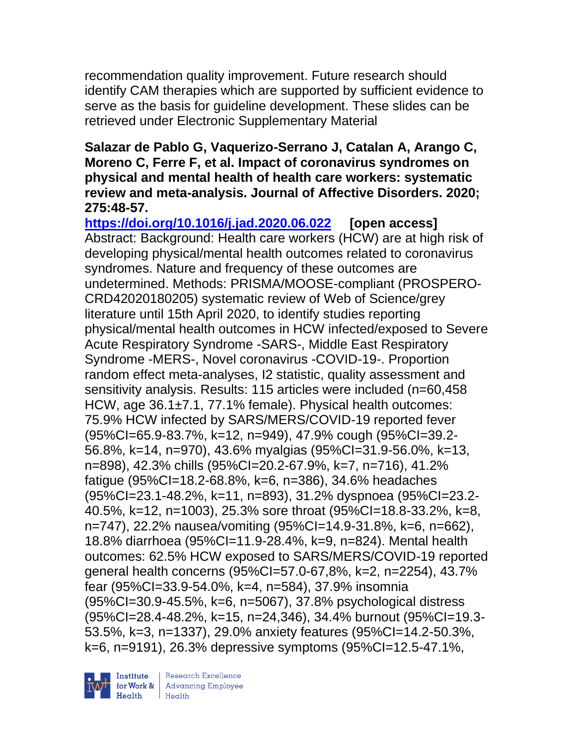recommendation quality improvement. Future research should identify CAM therapies which are supported by sufficient evidence to serve as the basis for guideline development. These slides can be retrieved under Electronic Supplementary Material

**Salazar de Pablo G, Vaquerizo-Serrano J, Catalan A, Arango C, Moreno C, Ferre F, et al. Impact of coronavirus syndromes on physical and mental health of health care workers: systematic review and meta-analysis. Journal of Affective Disorders. 2020; 275:48-57.**

**https://doi.org/10.1016/j.jad.2020.06.022 [open access]**

Abstract: Background: Health care workers (HCW) are at high risk of developing physical/mental health outcomes related to coronavirus syndromes. Nature and frequency of these outcomes are undetermined. Methods: PRISMA/MOOSE-compliant (PROSPERO-CRD42020180205) systematic review of Web of Science/grey literature until 15th April 2020, to identify studies reporting physical/mental health outcomes in HCW infected/exposed to Severe Acute Respiratory Syndrome -SARS-, Middle East Respiratory Syndrome -MERS-, Novel coronavirus -COVID-19-. Proportion random effect meta-analyses, I2 statistic, quality assessment and sensitivity analysis. Results: 115 articles were included (n=60,458 HCW, age 36.1±7.1, 77.1% female). Physical health outcomes: 75.9% HCW infected by SARS/MERS/COVID-19 reported fever (95%CI=65.9-83.7%, k=12, n=949), 47.9% cough (95%CI=39.2-56.8%, k=14, n=970), 43.6% myalgias (95%CI=31.9-56.0%, k=13, n=898), 42.3% chills (95%CI=20.2-67.9%, k=7, n=716), 41.2% fatigue (95%CI=18.2-68.8%, k=6, n=386), 34.6% headaches (95%CI=23.1-48.2%, k=11, n=893), 31.2% dyspnoea (95%CI=23.2-40.5%, k=12, n=1003), 25.3% sore throat (95%CI=18.8-33.2%, k=8, n=747), 22.2% nausea/vomiting (95%CI=14.9-31.8%, k=6, n=662), 18.8% diarrhoea (95%CI=11.9-28.4%, k=9, n=824). Mental health outcomes: 62.5% HCW exposed to SARS/MERS/COVID-19 reported general health concerns (95%CI=57.0-67,8%, k=2, n=2254), 43.7% fear (95%CI=33.9-54.0%, k=4, n=584), 37.9% insomnia (95%CI=30.9-45.5%, k=6, n=5067), 37.8% psychological distress (95%CI=28.4-48.2%, k=15, n=24,346), 34.4% burnout (95%CI=19.3-53.5%, k=3, n=1337), 29.0% anxiety features (95%CI=14.2-50.3%, k=6, n=9191), 26.3% depressive symptoms (95%CI=12.5-47.1%,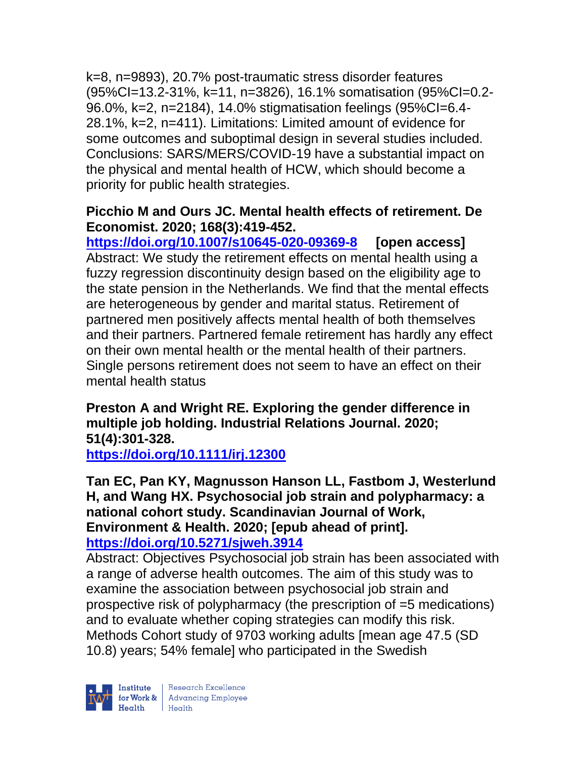k=8, n=9893), 20.7% post-traumatic stress disorder features (95%CI=13.2-31%, k=11, n=3826), 16.1% somatisation (95%CI=0.2-96.0%, k=2, n=2184), 14.0% stigmatisation feelings (95%CI=6.4-28.1%, k=2, n=411). Limitations: Limited amount of evidence for some outcomes and suboptimal design in several studies included. Conclusions: SARS/MERS/COVID-19 have a substantial impact on the physical and mental health of HCW, which should become a priority for public health strategies.

**Picchio M and Ours JC. Mental health effects of retirement. De Economist. 2020; 168(3):419-452.**
**https://doi.org/10.1007/s10645-020-09369-8** **[open access]**
Abstract: We study the retirement effects on mental health using a fuzzy regression discontinuity design based on the eligibility age to the state pension in the Netherlands. We find that the mental effects are heterogeneous by gender and marital status. Retirement of partnered men positively affects mental health of both themselves and their partners. Partnered female retirement has hardly any effect on their own mental health or the mental health of their partners. Single persons retirement does not seem to have an effect on their mental health status

**Preston A and Wright RE. Exploring the gender difference in multiple job holding. Industrial Relations Journal. 2020; 51(4):301-328.**
**https://doi.org/10.1111/irj.12300**

**Tan EC, Pan KY, Magnusson Hanson LL, Fastbom J, Westerlund H, and Wang HX. Psychosocial job strain and polypharmacy: a national cohort study. Scandinavian Journal of Work, Environment & Health. 2020; [epub ahead of print].**
**https://doi.org/10.5271/sjweh.3914**
Abstract: Objectives Psychosocial job strain has been associated with a range of adverse health outcomes. The aim of this study was to examine the association between psychosocial job strain and prospective risk of polypharmacy (the prescription of =5 medications) and to evaluate whether coping strategies can modify this risk. Methods Cohort study of 9703 working adults [mean age 47.5 (SD 10.8) years; 54% female] who participated in the Swedish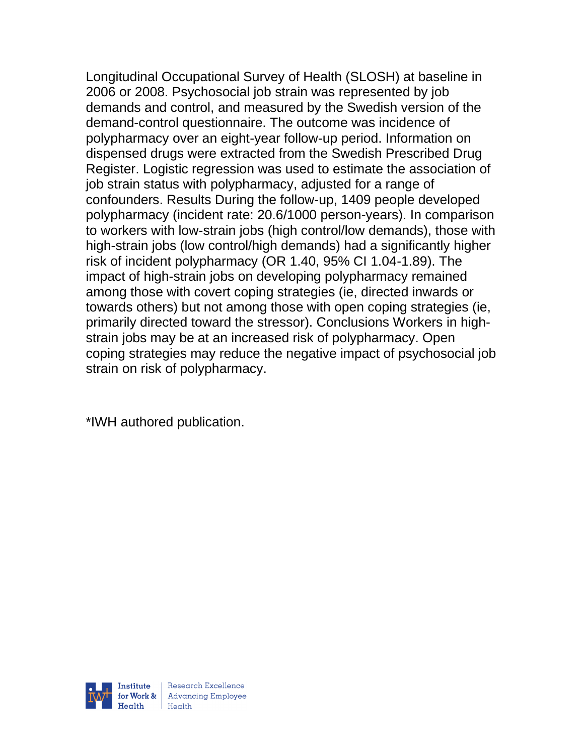Longitudinal Occupational Survey of Health (SLOSH) at baseline in 2006 or 2008. Psychosocial job strain was represented by job demands and control, and measured by the Swedish version of the demand-control questionnaire. The outcome was incidence of polypharmacy over an eight-year follow-up period. Information on dispensed drugs were extracted from the Swedish Prescribed Drug Register. Logistic regression was used to estimate the association of job strain status with polypharmacy, adjusted for a range of confounders. Results During the follow-up, 1409 people developed polypharmacy (incident rate: 20.6/1000 person-years). In comparison to workers with low-strain jobs (high control/low demands), those with high-strain jobs (low control/high demands) had a significantly higher risk of incident polypharmacy (OR 1.40, 95% CI 1.04-1.89). The impact of high-strain jobs on developing polypharmacy remained among those with covert coping strategies (ie, directed inwards or towards others) but not among those with open coping strategies (ie, primarily directed toward the stressor). Conclusions Workers in high-strain jobs may be at an increased risk of polypharmacy. Open coping strategies may reduce the negative impact of psychosocial job strain on risk of polypharmacy.

*IWH authored publication.